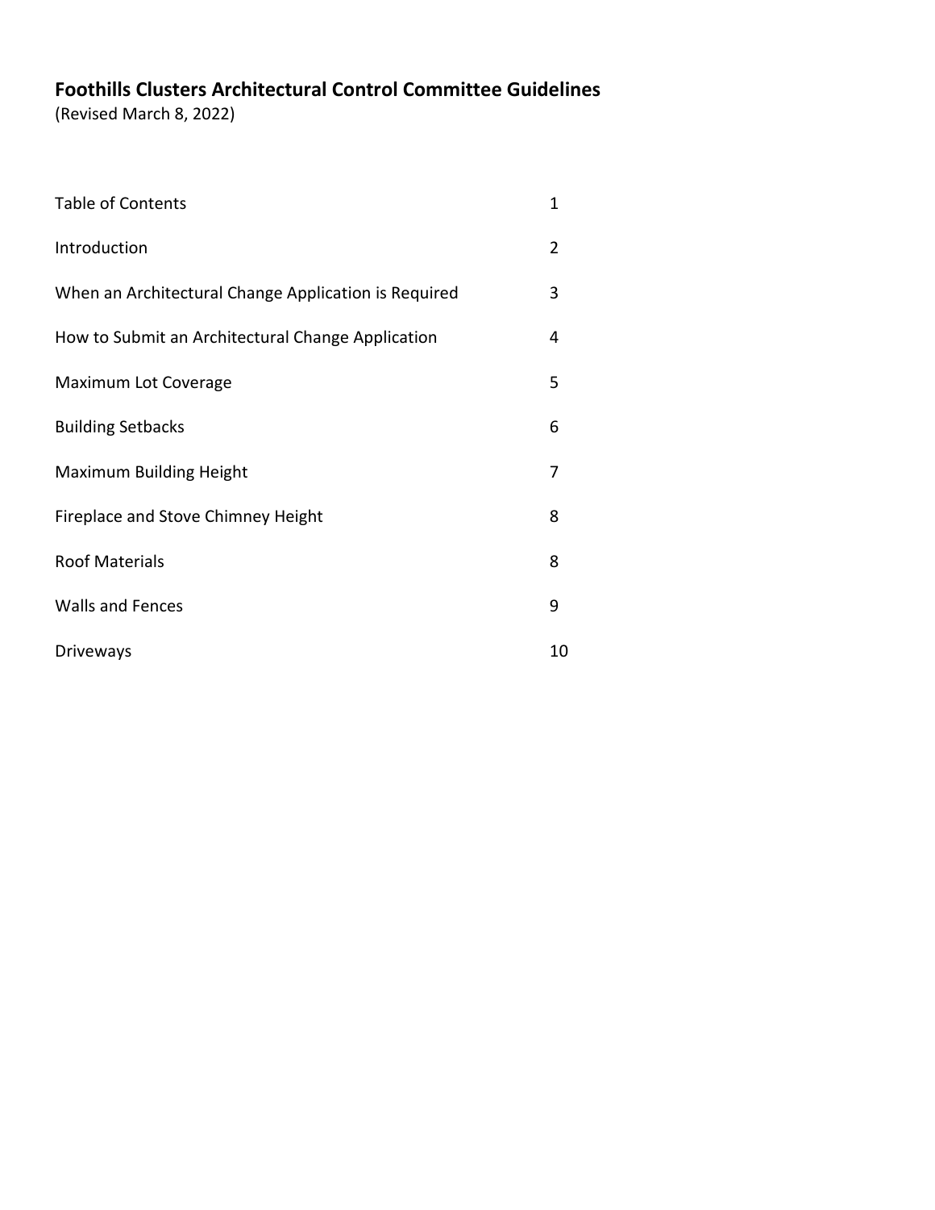# Foothills Clusters Architectural Control Committee Guidelines

(Revised March 8, 2022)

| | |
|---|---|
| Table of Contents | 1 |
| Introduction | 2 |
| When an Architectural Change Application is Required | 3 |
| How to Submit an Architectural Change Application | 4 |
| Maximum Lot Coverage | 5 |
| Building Setbacks | 6 |
| Maximum Building Height | 7 |
| Fireplace and Stove Chimney Height | 8 |
| Roof Materials | 8 |
| Walls and Fences | 9 |
| Driveways | 10 |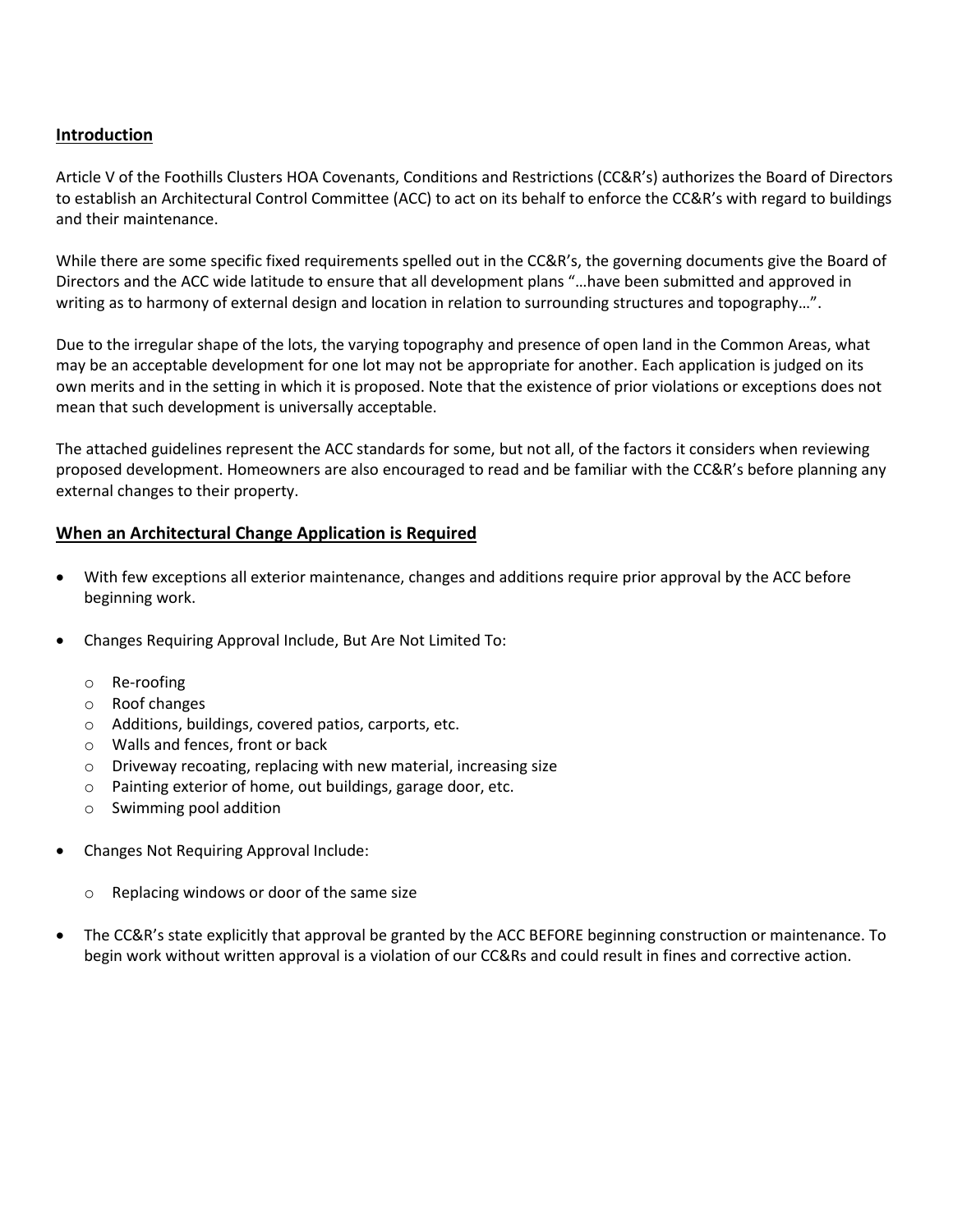## Introduction

Article V of the Foothills Clusters HOA Covenants, Conditions and Restrictions (CC&R's) authorizes the Board of Directors to establish an Architectural Control Committee (ACC) to act on its behalf to enforce the CC&R's with regard to buildings and their maintenance.

While there are some specific fixed requirements spelled out in the CC&R's, the governing documents give the Board of Directors and the ACC wide latitude to ensure that all development plans "…have been submitted and approved in writing as to harmony of external design and location in relation to surrounding structures and topography…".

Due to the irregular shape of the lots, the varying topography and presence of open land in the Common Areas, what may be an acceptable development for one lot may not be appropriate for another. Each application is judged on its own merits and in the setting in which it is proposed. Note that the existence of prior violations or exceptions does not mean that such development is universally acceptable.

The attached guidelines represent the ACC standards for some, but not all, of the factors it considers when reviewing proposed development. Homeowners are also encouraged to read and be familiar with the CC&R's before planning any external changes to their property.

## When an Architectural Change Application is Required

- With few exceptions all exterior maintenance, changes and additions require prior approval by the ACC before beginning work.
- Changes Requiring Approval Include, But Are Not Limited To:
  - Re-roofing
  - Roof changes
  - Additions, buildings, covered patios, carports, etc.
  - Walls and fences, front or back
  - Driveway recoating, replacing with new material, increasing size
  - Painting exterior of home, out buildings, garage door, etc.
  - Swimming pool addition
- Changes Not Requiring Approval Include:
  - Replacing windows or door of the same size
- The CC&R's state explicitly that approval be granted by the ACC BEFORE beginning construction or maintenance. To begin work without written approval is a violation of our CC&Rs and could result in fines and corrective action.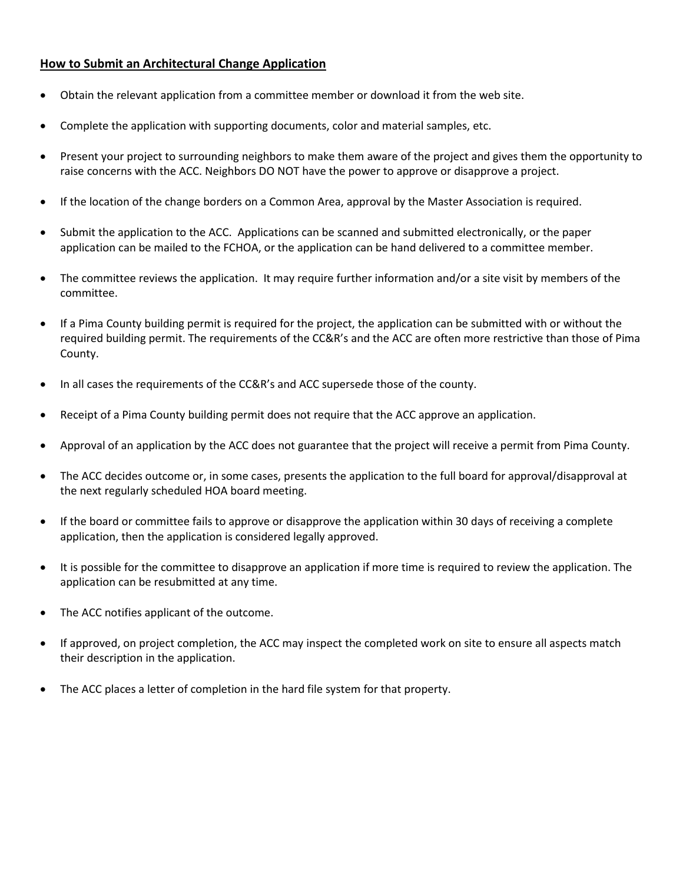## How to Submit an Architectural Change Application

- Obtain the relevant application from a committee member or download it from the web site.
- Complete the application with supporting documents, color and material samples, etc.
- Present your project to surrounding neighbors to make them aware of the project and gives them the opportunity to raise concerns with the ACC. Neighbors DO NOT have the power to approve or disapprove a project.
- If the location of the change borders on a Common Area, approval by the Master Association is required.
- Submit the application to the ACC. Applications can be scanned and submitted electronically, or the paper application can be mailed to the FCHOA, or the application can be hand delivered to a committee member.
- The committee reviews the application. It may require further information and/or a site visit by members of the committee.
- If a Pima County building permit is required for the project, the application can be submitted with or without the required building permit. The requirements of the CC&R's and the ACC are often more restrictive than those of Pima County.
- In all cases the requirements of the CC&R's and ACC supersede those of the county.
- Receipt of a Pima County building permit does not require that the ACC approve an application.
- Approval of an application by the ACC does not guarantee that the project will receive a permit from Pima County.
- The ACC decides outcome or, in some cases, presents the application to the full board for approval/disapproval at the next regularly scheduled HOA board meeting.
- If the board or committee fails to approve or disapprove the application within 30 days of receiving a complete application, then the application is considered legally approved.
- It is possible for the committee to disapprove an application if more time is required to review the application. The application can be resubmitted at any time.
- The ACC notifies applicant of the outcome.
- If approved, on project completion, the ACC may inspect the completed work on site to ensure all aspects match their description in the application.
- The ACC places a letter of completion in the hard file system for that property.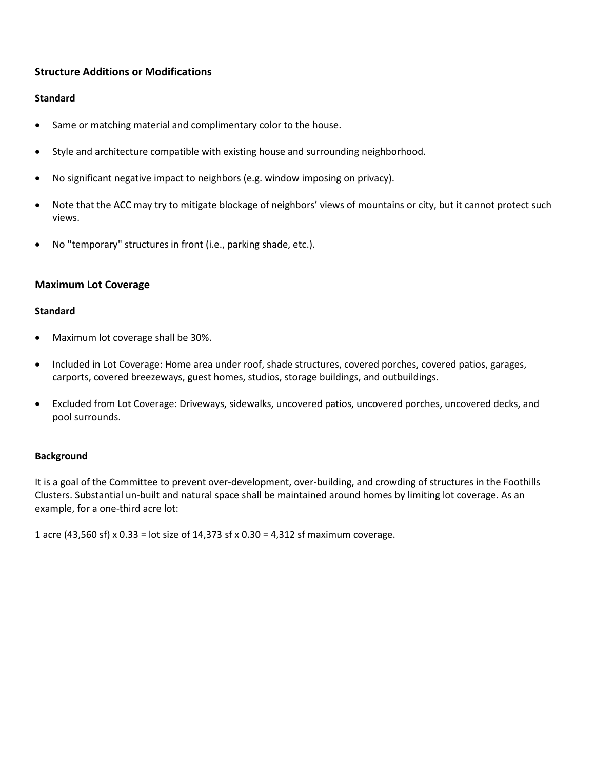## Structure Additions or Modifications

**Standard**

- Same or matching material and complimentary color to the house.
- Style and architecture compatible with existing house and surrounding neighborhood.
- No significant negative impact to neighbors (e.g. window imposing on privacy).
- Note that the ACC may try to mitigate blockage of neighbors' views of mountains or city, but it cannot protect such views.
- No "temporary" structures in front (i.e., parking shade, etc.).

## Maximum Lot Coverage

**Standard**

- Maximum lot coverage shall be 30%.
- Included in Lot Coverage: Home area under roof, shade structures, covered porches, covered patios, garages, carports, covered breezeways, guest homes, studios, storage buildings, and outbuildings.
- Excluded from Lot Coverage: Driveways, sidewalks, uncovered patios, uncovered porches, uncovered decks, and pool surrounds.

**Background**

It is a goal of the Committee to prevent over-development, over-building, and crowding of structures in the Foothills Clusters. Substantial un-built and natural space shall be maintained around homes by limiting lot coverage. As an example, for a one-third acre lot:

1 acre (43,560 sf) x 0.33 = lot size of 14,373 sf x 0.30 = 4,312 sf maximum coverage.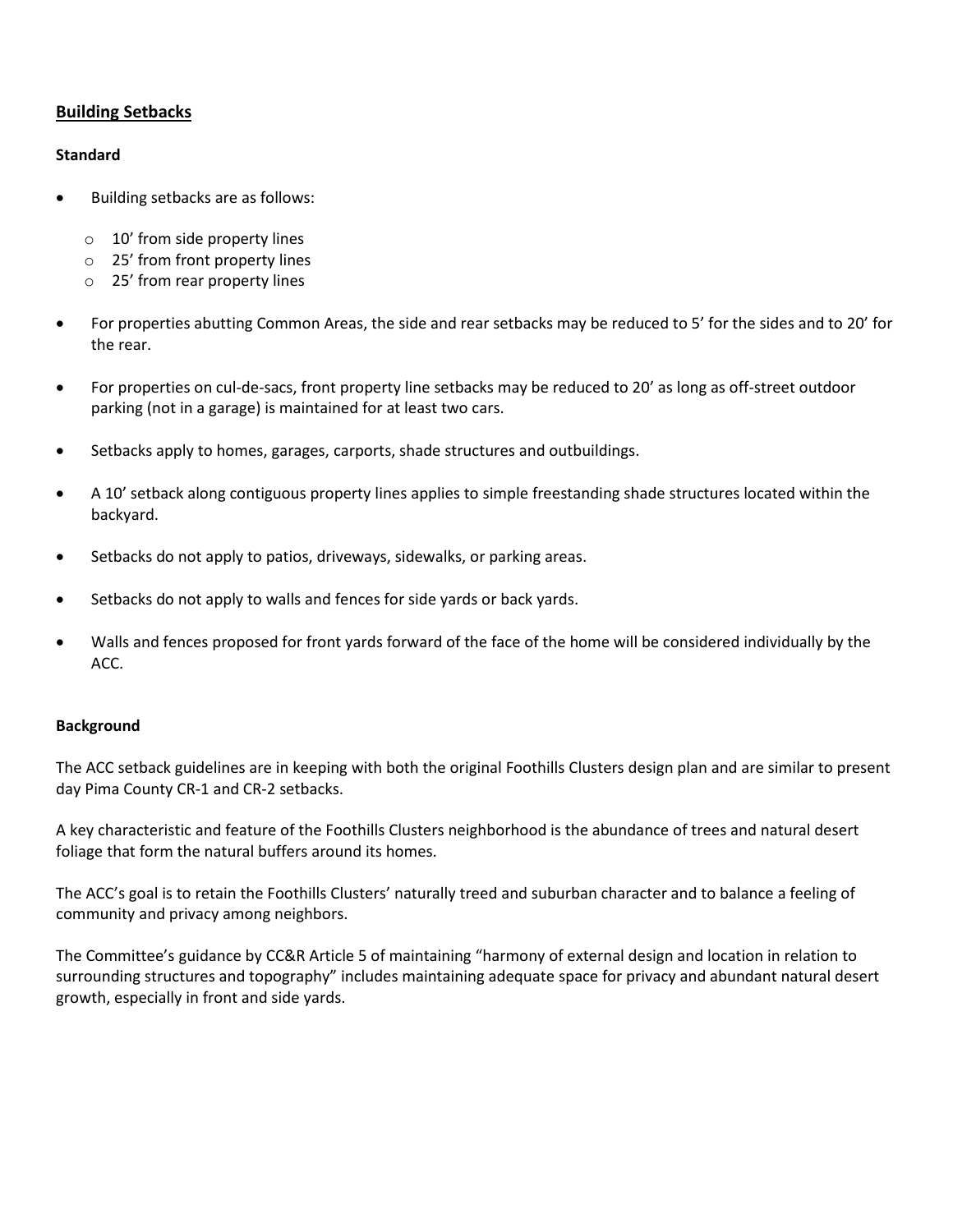## Building Setbacks

### Standard

- Building setbacks are as follows:
  - 10’ from side property lines
  - 25’ from front property lines
  - 25’ from rear property lines
- For properties abutting Common Areas, the side and rear setbacks may be reduced to 5’ for the sides and to 20’ for the rear.
- For properties on cul-de-sacs, front property line setbacks may be reduced to 20’ as long as off-street outdoor parking (not in a garage) is maintained for at least two cars.
- Setbacks apply to homes, garages, carports, shade structures and outbuildings.
- A 10’ setback along contiguous property lines applies to simple freestanding shade structures located within the backyard.
- Setbacks do not apply to patios, driveways, sidewalks, or parking areas.
- Setbacks do not apply to walls and fences for side yards or back yards.
- Walls and fences proposed for front yards forward of the face of the home will be considered individually by the ACC.

### Background

The ACC setback guidelines are in keeping with both the original Foothills Clusters design plan and are similar to present day Pima County CR-1 and CR-2 setbacks.

A key characteristic and feature of the Foothills Clusters neighborhood is the abundance of trees and natural desert foliage that form the natural buffers around its homes.

The ACC’s goal is to retain the Foothills Clusters’ naturally treed and suburban character and to balance a feeling of community and privacy among neighbors.

The Committee’s guidance by CC&R Article 5 of maintaining “harmony of external design and location in relation to surrounding structures and topography” includes maintaining adequate space for privacy and abundant natural desert growth, especially in front and side yards.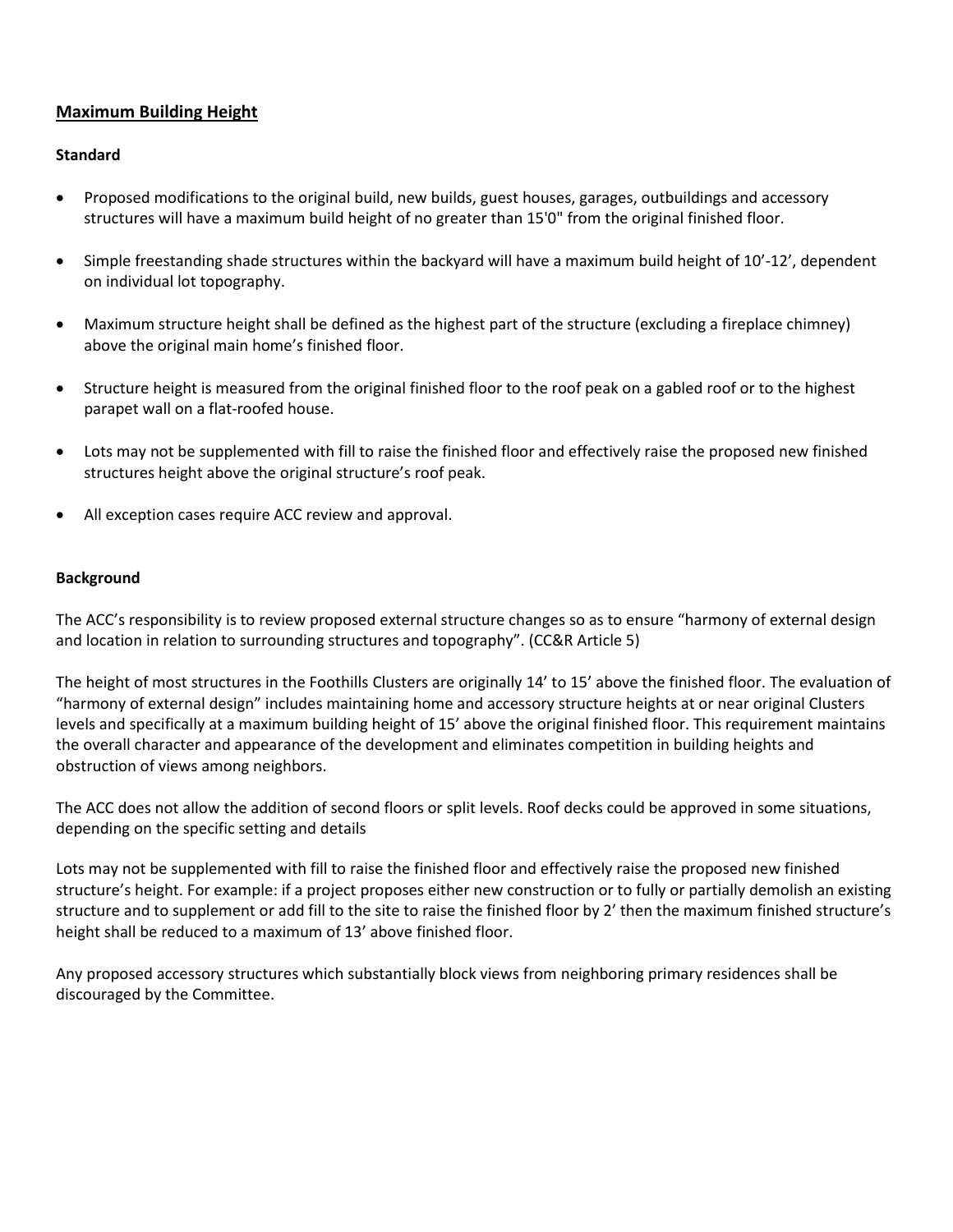## Maximum Building Height

### Standard

- Proposed modifications to the original build, new builds, guest houses, garages, outbuildings and accessory structures will have a maximum build height of no greater than 15'0" from the original finished floor.
- Simple freestanding shade structures within the backyard will have a maximum build height of 10'-12', dependent on individual lot topography.
- Maximum structure height shall be defined as the highest part of the structure (excluding a fireplace chimney) above the original main home's finished floor.
- Structure height is measured from the original finished floor to the roof peak on a gabled roof or to the highest parapet wall on a flat-roofed house.
- Lots may not be supplemented with fill to raise the finished floor and effectively raise the proposed new finished structures height above the original structure's roof peak.
- All exception cases require ACC review and approval.

### Background

The ACC's responsibility is to review proposed external structure changes so as to ensure "harmony of external design and location in relation to surrounding structures and topography". (CC&R Article 5)

The height of most structures in the Foothills Clusters are originally 14' to 15' above the finished floor. The evaluation of "harmony of external design" includes maintaining home and accessory structure heights at or near original Clusters levels and specifically at a maximum building height of 15' above the original finished floor. This requirement maintains the overall character and appearance of the development and eliminates competition in building heights and obstruction of views among neighbors.

The ACC does not allow the addition of second floors or split levels. Roof decks could be approved in some situations, depending on the specific setting and details

Lots may not be supplemented with fill to raise the finished floor and effectively raise the proposed new finished structure's height. For example: if a project proposes either new construction or to fully or partially demolish an existing structure and to supplement or add fill to the site to raise the finished floor by 2' then the maximum finished structure's height shall be reduced to a maximum of 13' above finished floor.

Any proposed accessory structures which substantially block views from neighboring primary residences shall be discouraged by the Committee.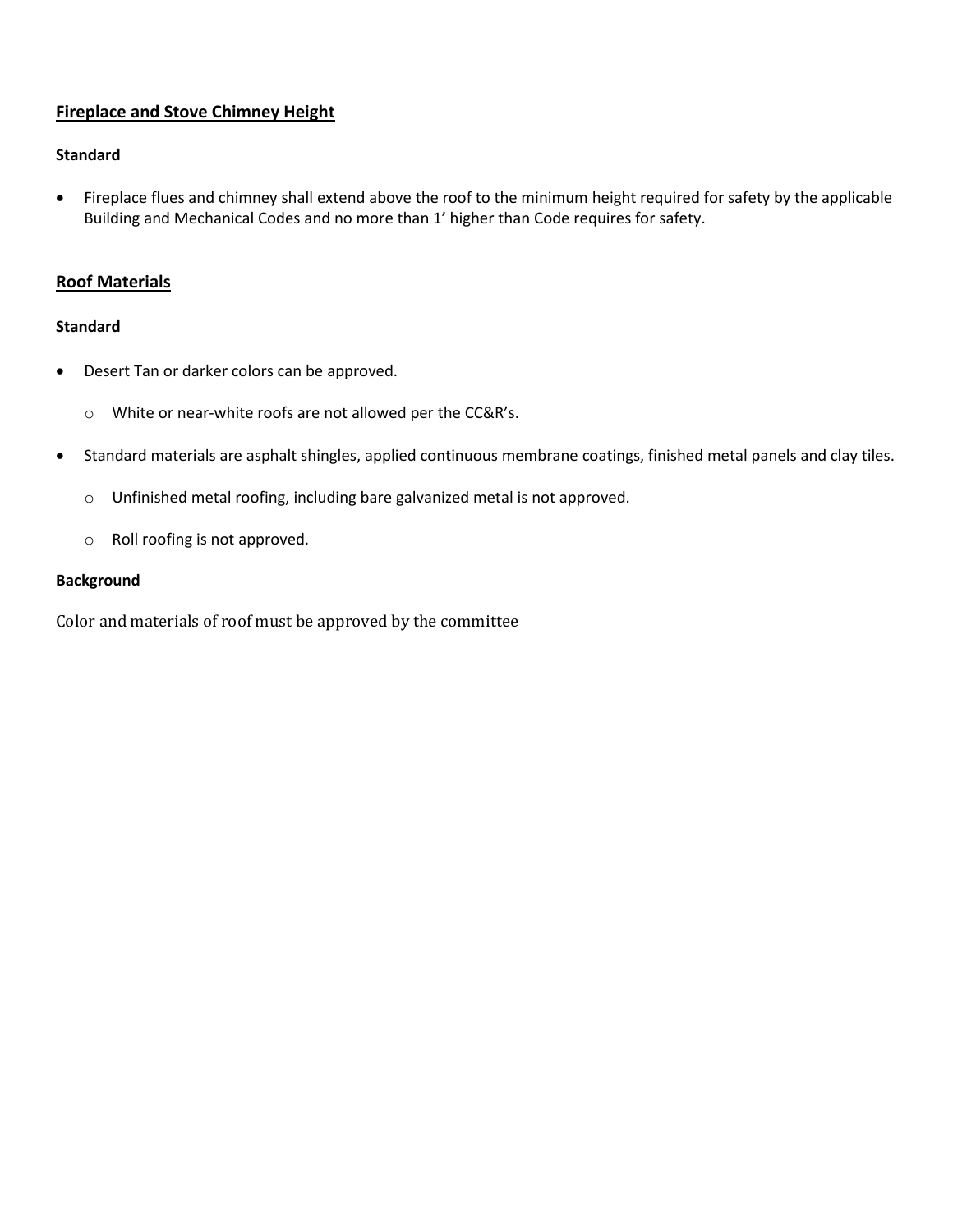## Fireplace and Stove Chimney Height

**Standard**

- Fireplace flues and chimney shall extend above the roof to the minimum height required for safety by the applicable Building and Mechanical Codes and no more than 1' higher than Code requires for safety.

## Roof Materials

**Standard**

- Desert Tan or darker colors can be approved.
  - White or near-white roofs are not allowed per the CC&R's.
- Standard materials are asphalt shingles, applied continuous membrane coatings, finished metal panels and clay tiles.
  - Unfinished metal roofing, including bare galvanized metal is not approved.
  - Roll roofing is not approved.

**Background**

Color and materials of roof must be approved by the committee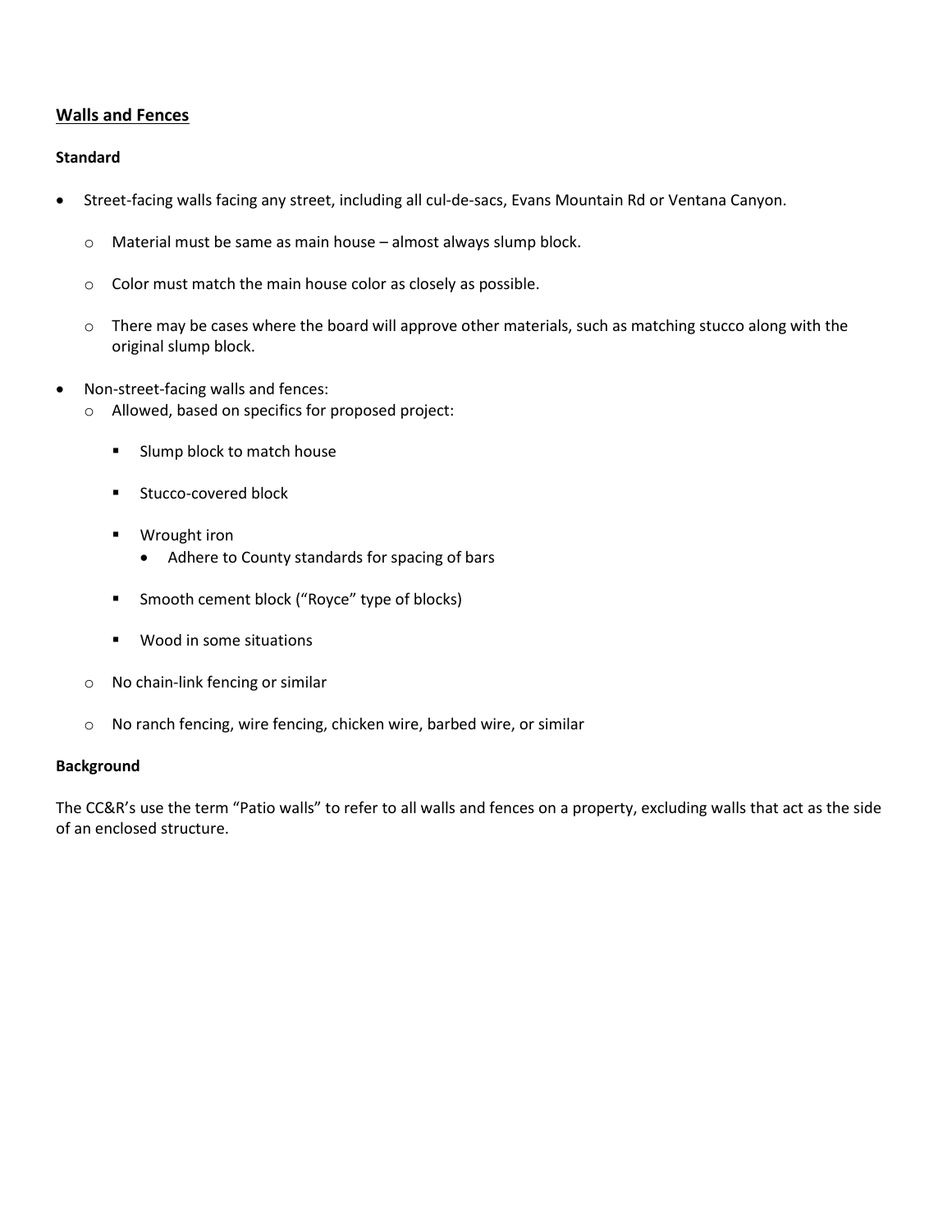## Walls and Fences

**Standard**

- Street-facing walls facing any street, including all cul-de-sacs, Evans Mountain Rd or Ventana Canyon.
  - Material must be same as main house – almost always slump block.
  - Color must match the main house color as closely as possible.
  - There may be cases where the board will approve other materials, such as matching stucco along with the original slump block.
- Non-street-facing walls and fences:
  - Allowed, based on specifics for proposed project:
    - Slump block to match house
    - Stucco-covered block
    - Wrought iron
      - Adhere to County standards for spacing of bars
    - Smooth cement block ("Royce" type of blocks)
    - Wood in some situations
  - No chain-link fencing or similar
  - No ranch fencing, wire fencing, chicken wire, barbed wire, or similar

**Background**

The CC&R's use the term "Patio walls" to refer to all walls and fences on a property, excluding walls that act as the side of an enclosed structure.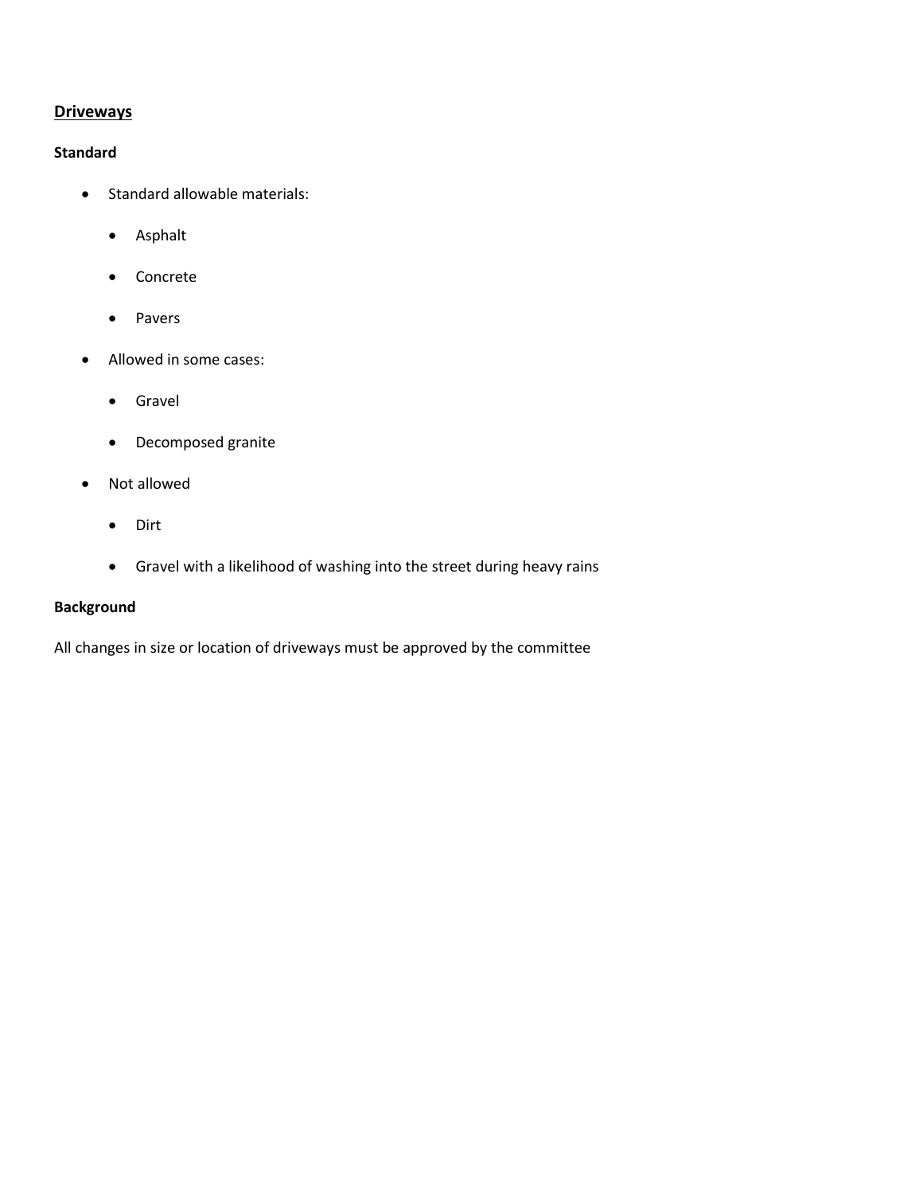## <u>Driveways</u>

**Standard**

- Standard allowable materials:
  - Asphalt
  - Concrete
  - Pavers
- Allowed in some cases:
  - Gravel
  - Decomposed granite
- Not allowed
  - Dirt
  - Gravel with a likelihood of washing into the street during heavy rains

**Background**

All changes in size or location of driveways must be approved by the committee